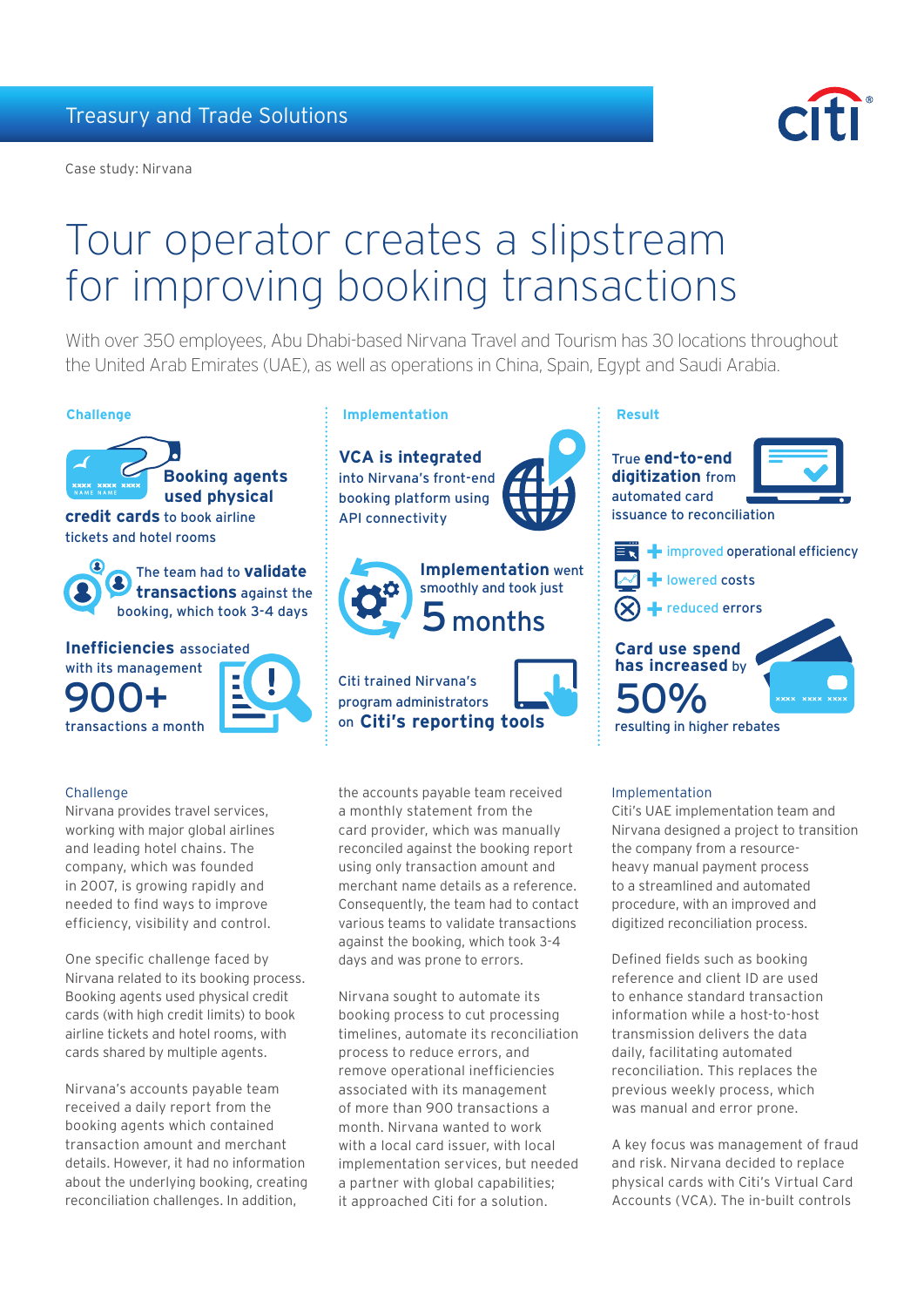Treasury and Trade Solutions

Case study: Nirvana

# Tour operator creates a slipstream for improving booking transactions

With over 350 employees, Abu Dhabi-based Nirvana Travel and Tourism has 30 locations throughout the United Arab Emirates (UAE), as well as operations in China, Spain, Egypt and Saudi Arabia.

### Challenge

**Booking agents used physical credit cards** to book airline tickets and hotel rooms

The team had to **validate transactions** against the booking, which took 3-4 days

**Inefficiencies** associated with its management

**900+** transactions a month

### Implementation

**VCA is integrated** into Nirvana's front-end booking platform using API connectivity

**Implementation** went smoothly and took just **5 months**

Citi trained Nirvana's program administrators on **Citi's reporting tools**

### Result

True **end-to-end digitization** from automated card issuance to reconciliation

- \+ improved operational efficiency
- \+ lowered costs
- \+ reduced errors

**Card use spend has increased** by **50%** resulting in higher rebates

## Challenge

Nirvana provides travel services, working with major global airlines and leading hotel chains. The company, which was founded in 2007, is growing rapidly and needed to find ways to improve efficiency, visibility and control.

One specific challenge faced by Nirvana related to its booking process. Booking agents used physical credit cards (with high credit limits) to book airline tickets and hotel rooms, with cards shared by multiple agents.

Nirvana's accounts payable team received a daily report from the booking agents which contained transaction amount and merchant details. However, it had no information about the underlying booking, creating reconciliation challenges. In addition, the accounts payable team received a monthly statement from the card provider, which was manually reconciled against the booking report using only transaction amount and merchant name details as a reference. Consequently, the team had to contact various teams to validate transactions against the booking, which took 3-4 days and was prone to errors.

Nirvana sought to automate its booking process to cut processing timelines, automate its reconciliation process to reduce errors, and remove operational inefficiencies associated with its management of more than 900 transactions a month. Nirvana wanted to work with a local card issuer, with local implementation services, but needed a partner with global capabilities; it approached Citi for a solution.

## Implementation

Citi's UAE implementation team and Nirvana designed a project to transition the company from a resource-heavy manual payment process to a streamlined and automated procedure, with an improved and digitized reconciliation process.

Defined fields such as booking reference and client ID are used to enhance standard transaction information while a host-to-host transmission delivers the data daily, facilitating automated reconciliation. This replaces the previous weekly process, which was manual and error prone.

A key focus was management of fraud and risk. Nirvana decided to replace physical cards with Citi's Virtual Card Accounts (VCA). The in-built controls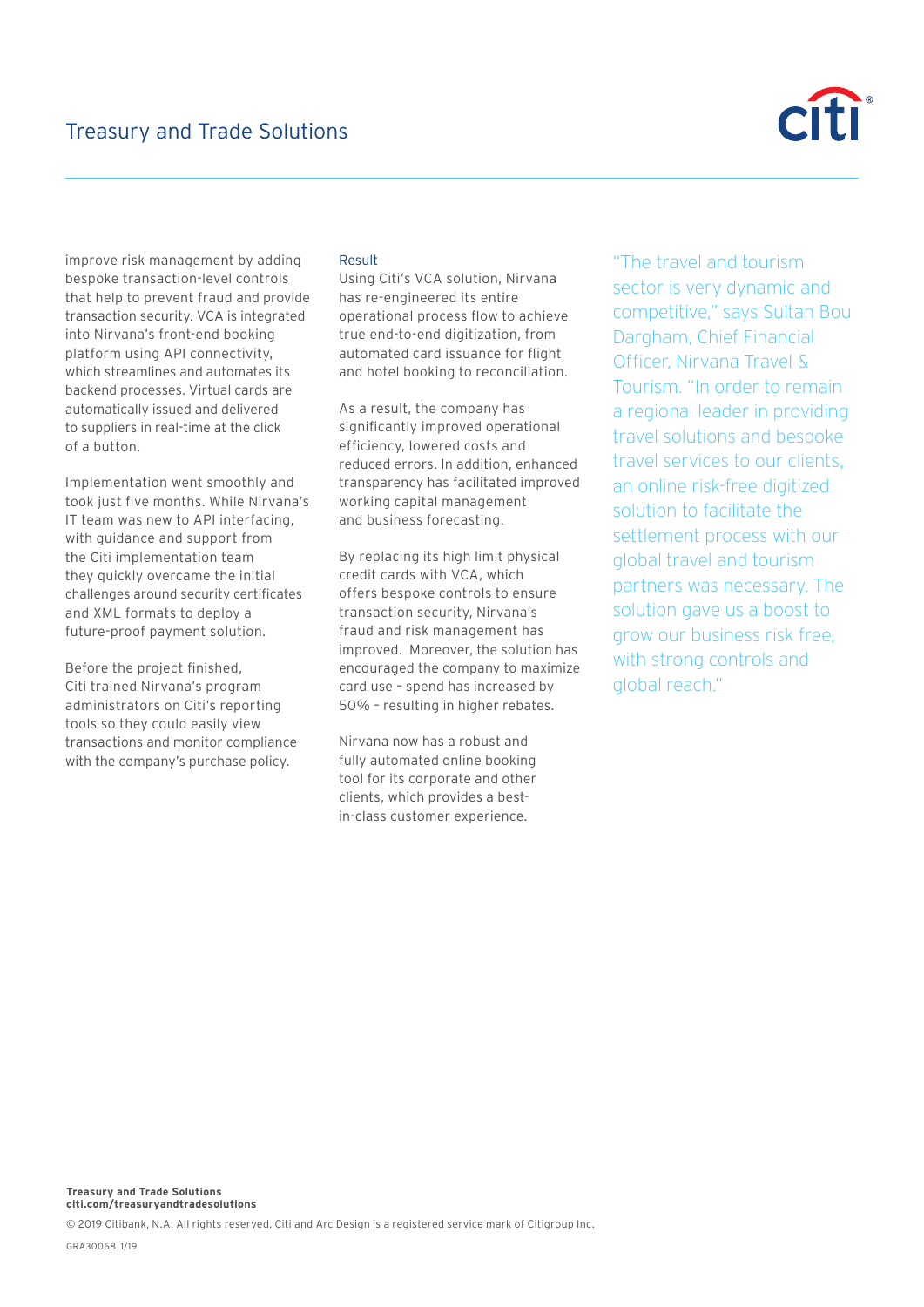improve risk management by adding bespoke transaction-level controls that help to prevent fraud and provide transaction security. VCA is integrated into Nirvana's front-end booking platform using API connectivity, which streamlines and automates its backend processes. Virtual cards are automatically issued and delivered to suppliers in real-time at the click of a button.

Implementation went smoothly and took just five months. While Nirvana's IT team was new to API interfacing, with guidance and support from the Citi implementation team they quickly overcame the initial challenges around security certificates and XML formats to deploy a future-proof payment solution.

Before the project finished, Citi trained Nirvana's program administrators on Citi's reporting tools so they could easily view transactions and monitor compliance with the company's purchase policy.

## Result

Using Citi's VCA solution, Nirvana has re-engineered its entire operational process flow to achieve true end-to-end digitization, from automated card issuance for flight and hotel booking to reconciliation.

As a result, the company has significantly improved operational efficiency, lowered costs and reduced errors. In addition, enhanced transparency has facilitated improved working capital management and business forecasting.

By replacing its high limit physical credit cards with VCA, which offers bespoke controls to ensure transaction security, Nirvana's fraud and risk management has improved. Moreover, the solution has encouraged the company to maximize card use – spend has increased by 50% – resulting in higher rebates.

Nirvana now has a robust and fully automated online booking tool for its corporate and other clients, which provides a best-in-class customer experience.

> "The travel and tourism sector is very dynamic and competitive," says Sultan Bou Dargham, Chief Financial Officer, Nirvana Travel & Tourism. "In order to remain a regional leader in providing travel solutions and bespoke travel services to our clients, an online risk-free digitized solution to facilitate the settlement process with our global travel and tourism partners was necessary. The solution gave us a boost to grow our business risk free, with strong controls and global reach."

**Treasury and Trade Solutions**
**citi.com/treasuryandtradesolutions**

© 2019 Citibank, N.A. All rights reserved. Citi and Arc Design is a registered service mark of Citigroup Inc.

GRA30068 1/19